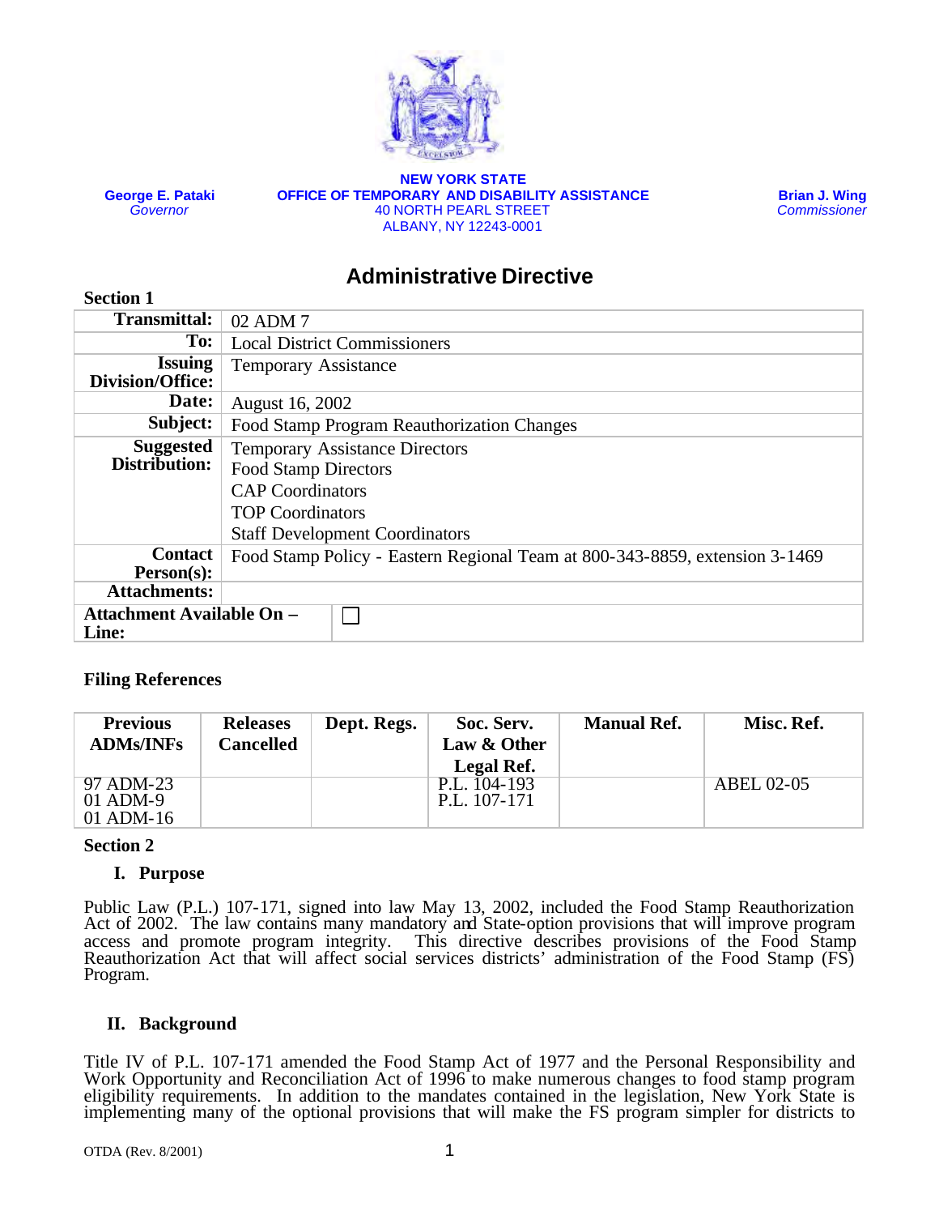**George E. Pataki**
*Governor*

**NEW YORK STATE**
**OFFICE OF TEMPORARY AND DISABILITY ASSISTANCE**
40 NORTH PEARL STREET
ALBANY, NY 12243-0001

**Brian J. Wing**
*Commissioner*

# Administrative Directive

**Section 1**

| | |
|---|---|
| **Transmittal:** | 02 ADM 7 |
| **To:** | Local District Commissioners |
| **Issuing Division/Office:** | Temporary Assistance |
| **Date:** | August 16, 2002 |
| **Subject:** | Food Stamp Program Reauthorization Changes |
| **Suggested Distribution:** | Temporary Assistance Directors<br>Food Stamp Directors<br>CAP Coordinators<br>TOP Coordinators<br>Staff Development Coordinators |
| **Contact Person(s):** | Food Stamp Policy - Eastern Regional Team at 800-343-8859, extension 3-1469 |
| **Attachments:** | |
| **Attachment Available On – Line:** | ☐ |

**Filing References**

| Previous ADMs/INFs | Releases Cancelled | Dept. Regs. | Soc. Serv. Law & Other Legal Ref. | Manual Ref. | Misc. Ref. |
|---|---|---|---|---|---|
| 97 ADM-23<br>01 ADM-9<br>01 ADM-16 | | | P.L. 104-193<br>P.L. 107-171 | | ABEL 02-05 |

**Section 2**

## I. Purpose

Public Law (P.L.) 107-171, signed into law May 13, 2002, included the Food Stamp Reauthorization Act of 2002. The law contains many mandatory and State-option provisions that will improve program access and promote program integrity. This directive describes provisions of the Food Stamp Reauthorization Act that will affect social services districts' administration of the Food Stamp (FS) Program.

## II. Background

Title IV of P.L. 107-171 amended the Food Stamp Act of 1977 and the Personal Responsibility and Work Opportunity and Reconciliation Act of 1996 to make numerous changes to food stamp program eligibility requirements. In addition to the mandates contained in the legislation, New York State is implementing many of the optional provisions that will make the FS program simpler for districts to

OTDA (Rev. 8/2001)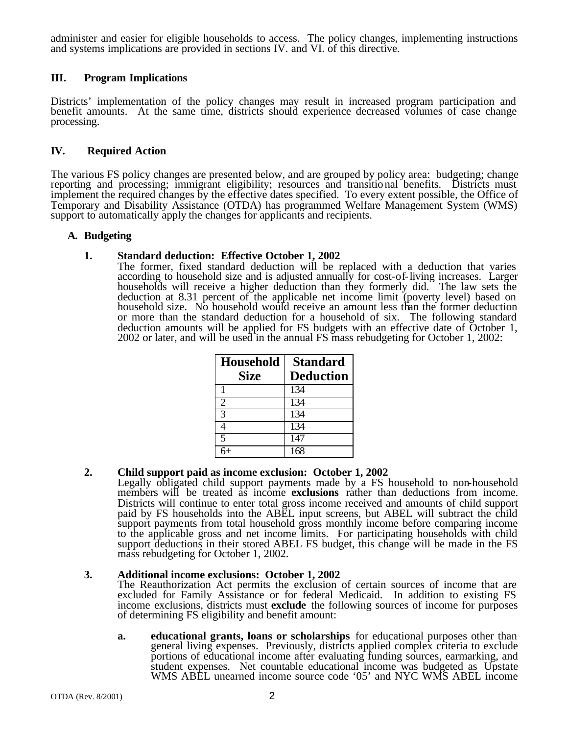administer and easier for eligible households to access. The policy changes, implementing instructions and systems implications are provided in sections IV. and VI. of this directive.

## III. Program Implications

Districts' implementation of the policy changes may result in increased program participation and benefit amounts. At the same time, districts should experience decreased volumes of case change processing.

## IV. Required Action

The various FS policy changes are presented below, and are grouped by policy area: budgeting; change reporting and processing; immigrant eligibility; resources and transitional benefits. Districts must implement the required changes by the effective dates specified. To every extent possible, the Office of Temporary and Disability Assistance (OTDA) has programmed Welfare Management System (WMS) support to automatically apply the changes for applicants and recipients.

### A. Budgeting

**1. Standard deduction: Effective October 1, 2002**

The former, fixed standard deduction will be replaced with a deduction that varies according to household size and is adjusted annually for cost-of-living increases. Larger households will receive a higher deduction than they formerly did. The law sets the deduction at 8.31 percent of the applicable net income limit (poverty level) based on household size. No household would receive an amount less than the former deduction or more than the standard deduction for a household of six. The following standard deduction amounts will be applied for FS budgets with an effective date of October 1, 2002 or later, and will be used in the annual FS mass rebudgeting for October 1, 2002:

| Household Size | Standard Deduction |
|---|---|
| 1 | 134 |
| 2 | 134 |
| 3 | 134 |
| 4 | 134 |
| 5 | 147 |
| 6+ | 168 |

**2. Child support paid as income exclusion: October 1, 2002**

Legally obligated child support payments made by a FS household to non-household members will be treated as income **exclusions** rather than deductions from income. Districts will continue to enter total gross income received and amounts of child support paid by FS households into the ABEL input screens, but ABEL will subtract the child support payments from total household gross monthly income before comparing income to the applicable gross and net income limits. For participating households with child support deductions in their stored ABEL FS budget, this change will be made in the FS mass rebudgeting for October 1, 2002.

**3. Additional income exclusions: October 1, 2002**

The Reauthorization Act permits the exclusion of certain sources of income that are excluded for Family Assistance or for federal Medicaid. In addition to existing FS income exclusions, districts must **exclude** the following sources of income for purposes of determining FS eligibility and benefit amount:

**a.** **educational grants, loans or scholarships** for educational purposes other than general living expenses. Previously, districts applied complex criteria to exclude portions of educational income after evaluating funding sources, earmarking, and student expenses. Net countable educational income was budgeted as Upstate WMS ABEL unearned income source code '05' and NYC WMS ABEL income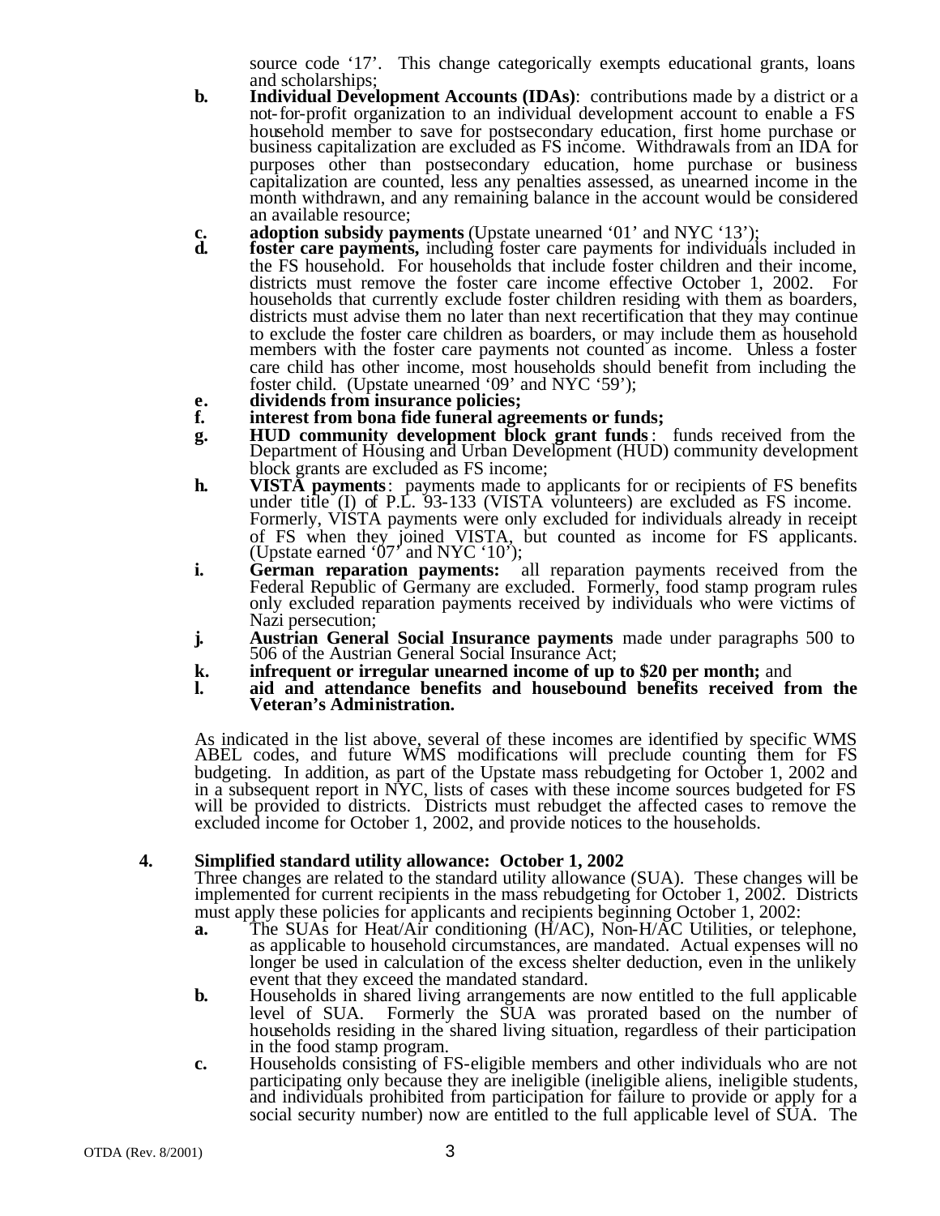source code '17'. This change categorically exempts educational grants, loans and scholarships;

- **b.** **Individual Development Accounts (IDAs)**: contributions made by a district or a not-for-profit organization to an individual development account to enable a FS household member to save for postsecondary education, first home purchase or business capitalization are excluded as FS income. Withdrawals from an IDA for purposes other than postsecondary education, home purchase or business capitalization are counted, less any penalties assessed, as unearned income in the month withdrawn, and any remaining balance in the account would be considered an available resource;
- **c.** **adoption subsidy payments** (Upstate unearned '01' and NYC '13');
- **d.** **foster care payments,** including foster care payments for individuals included in the FS household. For households that include foster children and their income, districts must remove the foster care income effective October 1, 2002. For households that currently exclude foster children residing with them as boarders, districts must advise them no later than next recertification that they may continue to exclude the foster care children as boarders, or may include them as household members with the foster care payments not counted as income. Unless a foster care child has other income, most households should benefit from including the foster child. (Upstate unearned '09' and NYC '59');
- **e.** **dividends from insurance policies;**
- **f.** **interest from bona fide funeral agreements or funds;**
- **g.** **HUD community development block grant funds**: funds received from the Department of Housing and Urban Development (HUD) community development block grants are excluded as FS income;
- **h.** **VISTA payments**: payments made to applicants for or recipients of FS benefits under title (I) of P.L. 93-133 (VISTA volunteers) are excluded as FS income. Formerly, VISTA payments were only excluded for individuals already in receipt of FS when they joined VISTA, but counted as income for FS applicants. (Upstate earned '07' and NYC '10');
- **i.** **German reparation payments:** all reparation payments received from the Federal Republic of Germany are excluded. Formerly, food stamp program rules only excluded reparation payments received by individuals who were victims of Nazi persecution;
- **j.** **Austrian General Social Insurance payments** made under paragraphs 500 to 506 of the Austrian General Social Insurance Act;
- **k.** **infrequent or irregular unearned income of up to $20 per month;** and
- **l.** **aid and attendance benefits and housebound benefits received from the Veteran's Administration.**

As indicated in the list above, several of these incomes are identified by specific WMS ABEL codes, and future WMS modifications will preclude counting them for FS budgeting. In addition, as part of the Upstate mass rebudgeting for October 1, 2002 and in a subsequent report in NYC, lists of cases with these income sources budgeted for FS will be provided to districts. Districts must rebudget the affected cases to remove the excluded income for October 1, 2002, and provide notices to the households.

**4. Simplified standard utility allowance: October 1, 2002**

Three changes are related to the standard utility allowance (SUA). These changes will be implemented for current recipients in the mass rebudgeting for October 1, 2002. Districts must apply these policies for applicants and recipients beginning October 1, 2002:

- **a.** The SUAs for Heat/Air conditioning (H/AC), Non-H/AC Utilities, or telephone, as applicable to household circumstances, are mandated. Actual expenses will no longer be used in calculation of the excess shelter deduction, even in the unlikely event that they exceed the mandated standard.
- **b.** Households in shared living arrangements are now entitled to the full applicable level of SUA. Formerly the SUA was prorated based on the number of households residing in the shared living situation, regardless of their participation in the food stamp program.
- **c.** Households consisting of FS-eligible members and other individuals who are not participating only because they are ineligible (ineligible aliens, ineligible students, and individuals prohibited from participation for failure to provide or apply for a social security number) now are entitled to the full applicable level of SUA. The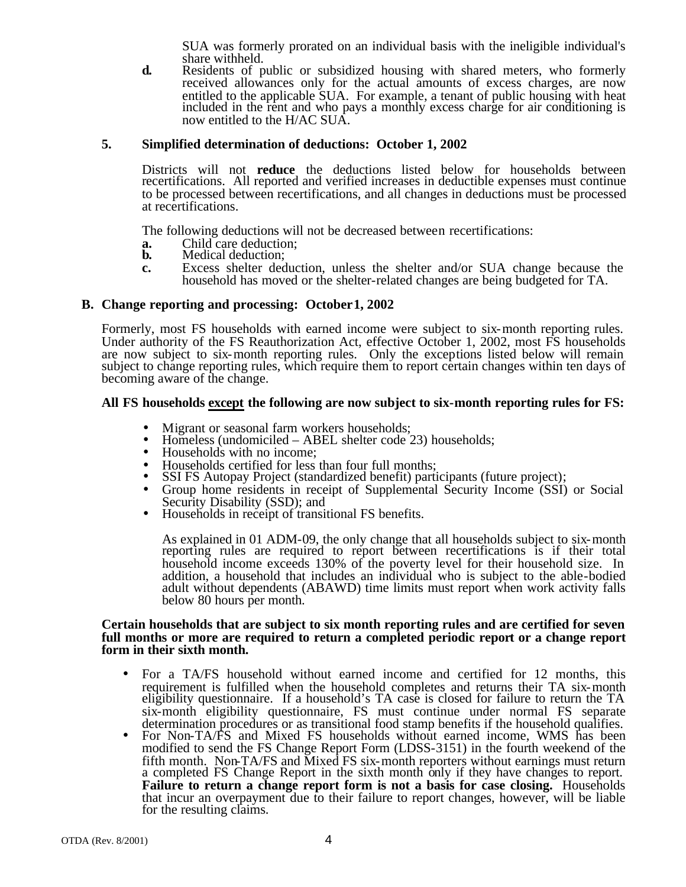SUA was formerly prorated on an individual basis with the ineligible individual's share withheld.

**d.** Residents of public or subsidized housing with shared meters, who formerly received allowances only for the actual amounts of excess charges, are now entitled to the applicable SUA. For example, a tenant of public housing with heat included in the rent and who pays a monthly excess charge for air conditioning is now entitled to the H/AC SUA.

### 5. Simplified determination of deductions: October 1, 2002

Districts will not **reduce** the deductions listed below for households between recertifications. All reported and verified increases in deductible expenses must continue to be processed between recertifications, and all changes in deductions must be processed at recertifications.

The following deductions will not be decreased between recertifications:

**a.** Child care deduction;
**b.** Medical deduction;
**c.** Excess shelter deduction, unless the shelter and/or SUA change because the household has moved or the shelter-related changes are being budgeted for TA.

## B. Change reporting and processing: October 1, 2002

Formerly, most FS households with earned income were subject to six-month reporting rules. Under authority of the FS Reauthorization Act, effective October 1, 2002, most FS households are now subject to six-month reporting rules. Only the exceptions listed below will remain subject to change reporting rules, which require them to report certain changes within ten days of becoming aware of the change.

**All FS households <u>except</u> the following are now subject to six-month reporting rules for FS:**

- Migrant or seasonal farm workers households;
- Homeless (undomiciled – ABEL shelter code 23) households;
- Households with no income;
- Households certified for less than four full months;
- SSI FS Autopay Project (standardized benefit) participants (future project);
- Group home residents in receipt of Supplemental Security Income (SSI) or Social Security Disability (SSD); and
- Households in receipt of transitional FS benefits.

As explained in 01 ADM-09, the only change that all households subject to six-month reporting rules are required to report between recertifications is if their total household income exceeds 130% of the poverty level for their household size. In addition, a household that includes an individual who is subject to the able-bodied adult without dependents (ABAWD) time limits must report when work activity falls below 80 hours per month.

**Certain households that are subject to six month reporting rules and are certified for seven full months or more are required to return a completed periodic report or a change report form in their sixth month.**

- For a TA/FS household without earned income and certified for 12 months, this requirement is fulfilled when the household completes and returns their TA six-month eligibility questionnaire. If a household's TA case is closed for failure to return the TA six-month eligibility questionnaire, FS must continue under normal FS separate determination procedures or as transitional food stamp benefits if the household qualifies.
- For Non-TA/FS and Mixed FS households without earned income, WMS has been modified to send the FS Change Report Form (LDSS-3151) in the fourth weekend of the fifth month. Non-TA/FS and Mixed FS six-month reporters without earnings must return a completed FS Change Report in the sixth month only if they have changes to report. **Failure to return a change report form is not a basis for case closing.** Households that incur an overpayment due to their failure to report changes, however, will be liable for the resulting claims.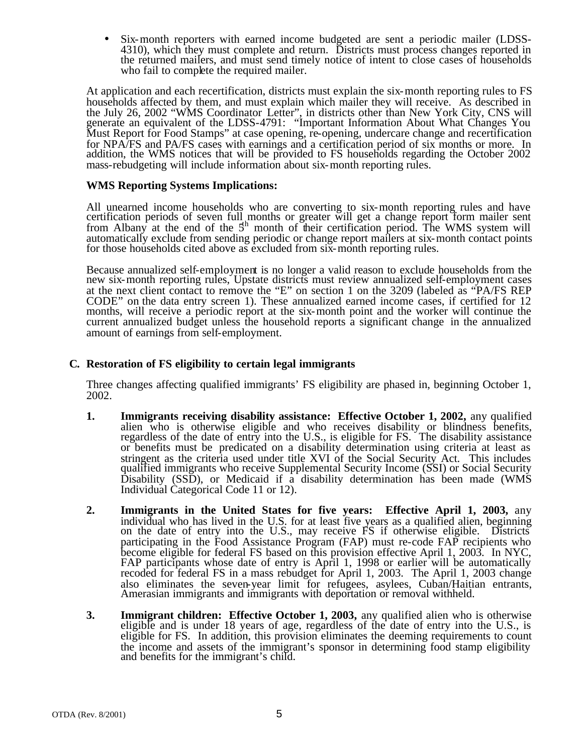- Six-month reporters with earned income budgeted are sent a periodic mailer (LDSS-4310), which they must complete and return. Districts must process changes reported in the returned mailers, and must send timely notice of intent to close cases of households who fail to complete the required mailer.

At application and each recertification, districts must explain the six-month reporting rules to FS households affected by them, and must explain which mailer they will receive. As described in the July 26, 2002 "WMS Coordinator Letter", in districts other than New York City, CNS will generate an equivalent of the LDSS-4791: "Important Information About What Changes You Must Report for Food Stamps" at case opening, re-opening, undercare change and recertification for NPA/FS and PA/FS cases with earnings and a certification period of six months or more. In addition, the WMS notices that will be provided to FS households regarding the October 2002 mass-rebudgeting will include information about six-month reporting rules.

**WMS Reporting Systems Implications:**

All unearned income households who are converting to six-month reporting rules and have certification periods of seven full months or greater will get a change report form mailer sent from Albany at the end of the 5th month of their certification period. The WMS system will automatically exclude from sending periodic or change report mailers at six-month contact points for those households cited above as excluded from six-month reporting rules.

Because annualized self-employment is no longer a valid reason to exclude households from the new six-month reporting rules, Upstate districts must review annualized self-employment cases at the next client contact to remove the "E" on section 1 on the 3209 (labeled as "PA/FS REP CODE" on the data entry screen 1). These annualized earned income cases, if certified for 12 months, will receive a periodic report at the six-month point and the worker will continue the current annualized budget unless the household reports a significant change in the annualized amount of earnings from self-employment.

**C. Restoration of FS eligibility to certain legal immigrants**

Three changes affecting qualified immigrants' FS eligibility are phased in, beginning October 1, 2002.

1. **Immigrants receiving disability assistance: Effective October 1, 2002,** any qualified alien who is otherwise eligible and who receives disability or blindness benefits, regardless of the date of entry into the U.S., is eligible for FS. The disability assistance or benefits must be predicated on a disability determination using criteria at least as stringent as the criteria used under title XVI of the Social Security Act. This includes qualified immigrants who receive Supplemental Security Income (SSI) or Social Security Disability (SSD), or Medicaid if a disability determination has been made (WMS Individual Categorical Code 11 or 12).

2. **Immigrants in the United States for five years: Effective April 1, 2003,** any individual who has lived in the U.S. for at least five years as a qualified alien, beginning on the date of entry into the U.S., may receive FS if otherwise eligible. Districts participating in the Food Assistance Program (FAP) must re-code FAP recipients who become eligible for federal FS based on this provision effective April 1, 2003. In NYC, FAP participants whose date of entry is April 1, 1998 or earlier will be automatically recoded for federal FS in a mass rebudget for April 1, 2003. The April 1, 2003 change also eliminates the seven-year limit for refugees, asylees, Cuban/Haitian entrants, Amerasian immigrants and immigrants with deportation or removal withheld.

3. **Immigrant children: Effective October 1, 2003,** any qualified alien who is otherwise eligible and is under 18 years of age, regardless of the date of entry into the U.S., is eligible for FS. In addition, this provision eliminates the deeming requirements to count the income and assets of the immigrant's sponsor in determining food stamp eligibility and benefits for the immigrant's child.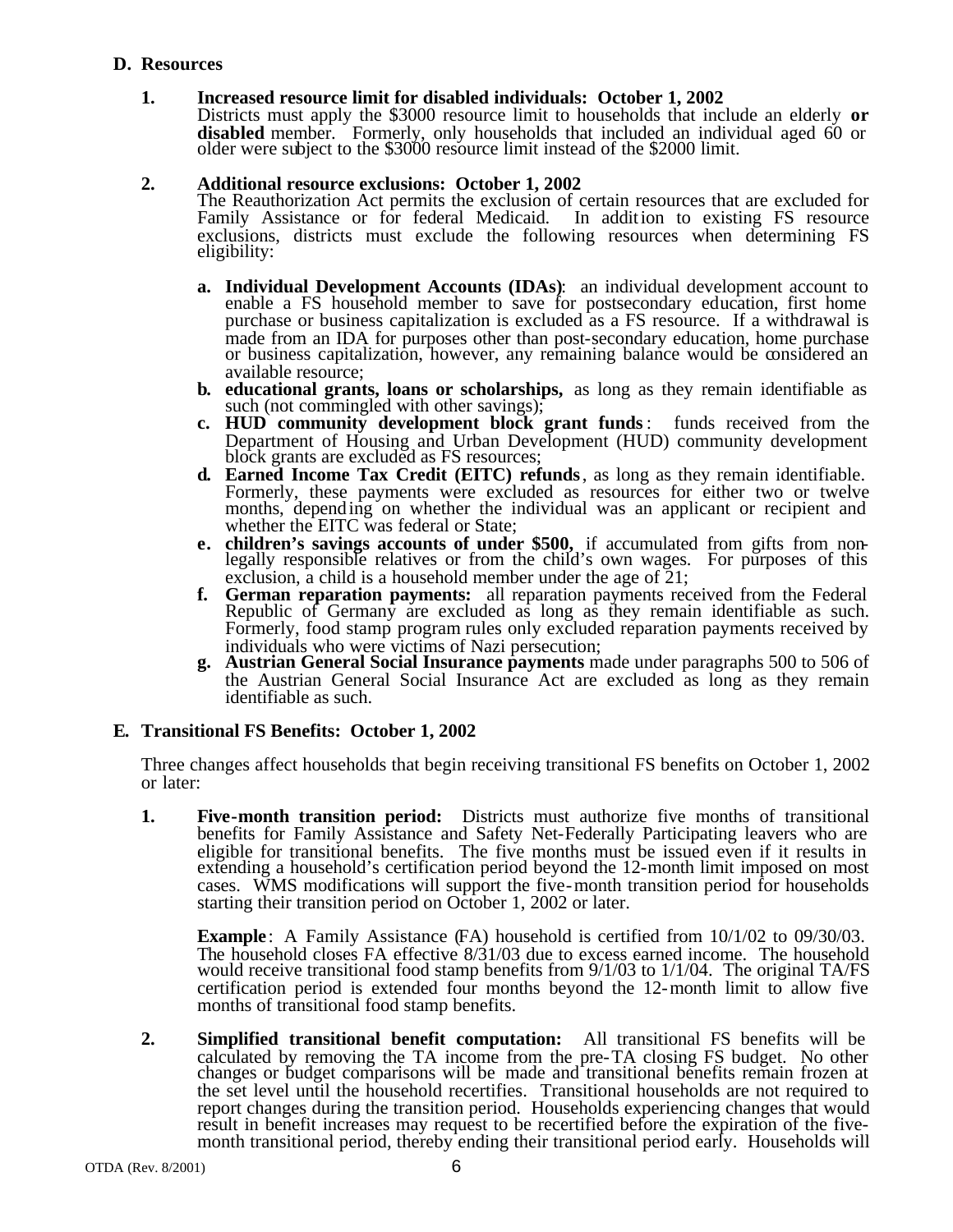## D. Resources

**1. Increased resource limit for disabled individuals: October 1, 2002**

Districts must apply the $3000 resource limit to households that include an elderly **or disabled** member. Formerly, only households that included an individual aged 60 or older were subject to the $3000 resource limit instead of the $2000 limit.

**2. Additional resource exclusions: October 1, 2002**

The Reauthorization Act permits the exclusion of certain resources that are excluded for Family Assistance or for federal Medicaid. In addition to existing FS resource exclusions, districts must exclude the following resources when determining FS eligibility:

- **a. Individual Development Accounts (IDAs)**: an individual development account to enable a FS household member to save for postsecondary education, first home purchase or business capitalization is excluded as a FS resource. If a withdrawal is made from an IDA for purposes other than post-secondary education, home purchase or business capitalization, however, any remaining balance would be considered an available resource;
- **b. educational grants, loans or scholarships,** as long as they remain identifiable as such (not commingled with other savings);
- **c. HUD community development block grant funds**: funds received from the Department of Housing and Urban Development (HUD) community development block grants are excluded as FS resources;
- **d. Earned Income Tax Credit (EITC) refunds**, as long as they remain identifiable. Formerly, these payments were excluded as resources for either two or twelve months, depending on whether the individual was an applicant or recipient and whether the EITC was federal or State;
- **e. children's savings accounts of under $500,** if accumulated from gifts from non-legally responsible relatives or from the child's own wages. For purposes of this exclusion, a child is a household member under the age of 21;
- **f. German reparation payments:** all reparation payments received from the Federal Republic of Germany are excluded as long as they remain identifiable as such. Formerly, food stamp program rules only excluded reparation payments received by individuals who were victims of Nazi persecution;
- **g. Austrian General Social Insurance payments** made under paragraphs 500 to 506 of the Austrian General Social Insurance Act are excluded as long as they remain identifiable as such.

## E. Transitional FS Benefits: October 1, 2002

Three changes affect households that begin receiving transitional FS benefits on October 1, 2002 or later:

**1. Five-month transition period:** Districts must authorize five months of transitional benefits for Family Assistance and Safety Net-Federally Participating leavers who are eligible for transitional benefits. The five months must be issued even if it results in extending a household's certification period beyond the 12-month limit imposed on most cases. WMS modifications will support the five-month transition period for households starting their transition period on October 1, 2002 or later.

**Example**: A Family Assistance (FA) household is certified from 10/1/02 to 09/30/03. The household closes FA effective 8/31/03 due to excess earned income. The household would receive transitional food stamp benefits from 9/1/03 to 1/1/04. The original TA/FS certification period is extended four months beyond the 12-month limit to allow five months of transitional food stamp benefits.

**2. Simplified transitional benefit computation:** All transitional FS benefits will be calculated by removing the TA income from the pre-TA closing FS budget. No other changes or budget comparisons will be made and transitional benefits remain frozen at the set level until the household recertifies. Transitional households are not required to report changes during the transition period. Households experiencing changes that would result in benefit increases may request to be recertified before the expiration of the five-month transitional period, thereby ending their transitional period early. Households will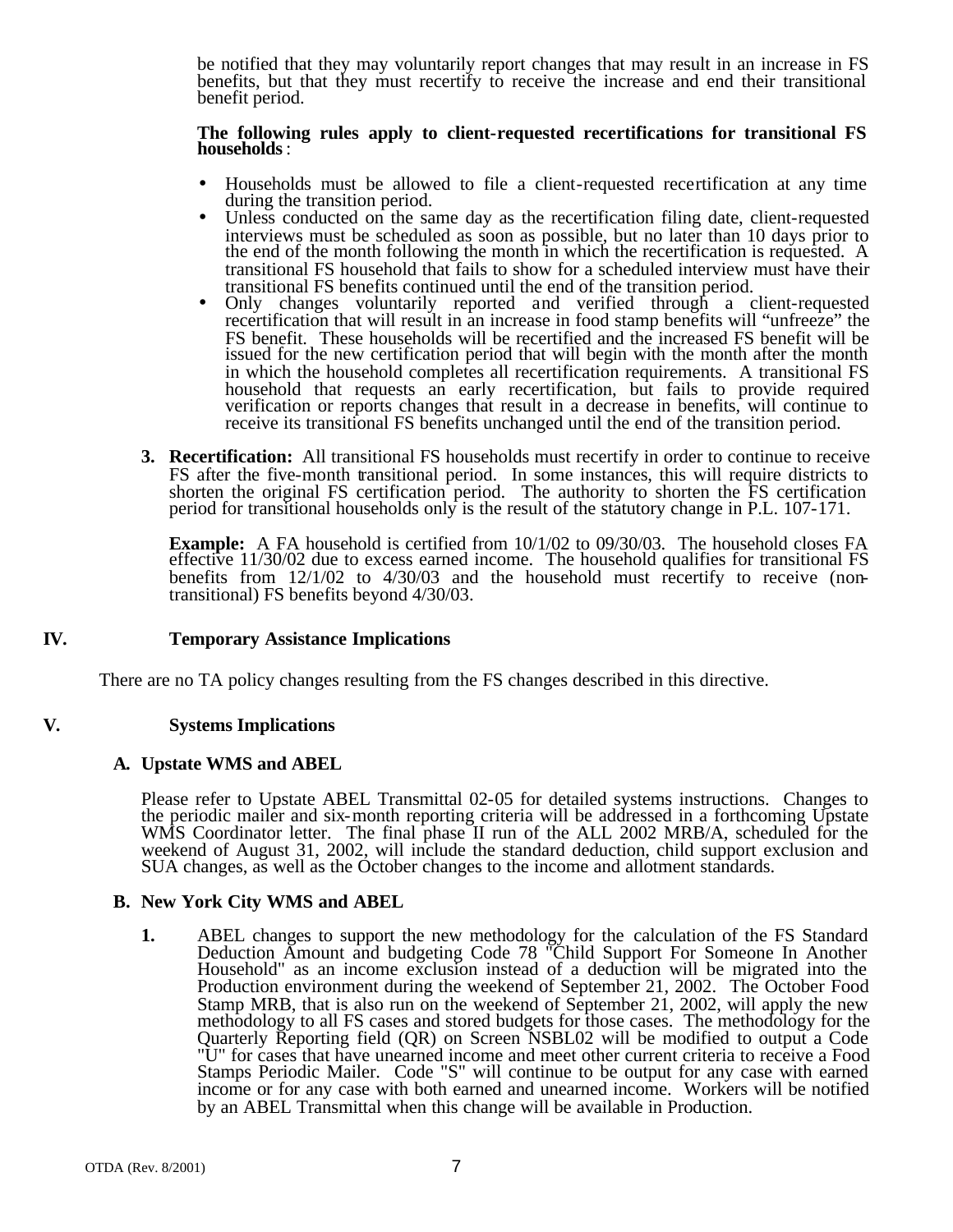be notified that they may voluntarily report changes that may result in an increase in FS benefits, but that they must recertify to receive the increase and end their transitional benefit period.

**The following rules apply to client-requested recertifications for transitional FS households**:

- Households must be allowed to file a client-requested recertification at any time during the transition period.
- Unless conducted on the same day as the recertification filing date, client-requested interviews must be scheduled as soon as possible, but no later than 10 days prior to the end of the month following the month in which the recertification is requested. A transitional FS household that fails to show for a scheduled interview must have their transitional FS benefits continued until the end of the transition period.
- Only changes voluntarily reported and verified through a client-requested recertification that will result in an increase in food stamp benefits will "unfreeze" the FS benefit. These households will be recertified and the increased FS benefit will be issued for the new certification period that will begin with the month after the month in which the household completes all recertification requirements. A transitional FS household that requests an early recertification, but fails to provide required verification or reports changes that result in a decrease in benefits, will continue to receive its transitional FS benefits unchanged until the end of the transition period.

**3. Recertification:** All transitional FS households must recertify in order to continue to receive FS after the five-month transitional period. In some instances, this will require districts to shorten the original FS certification period. The authority to shorten the FS certification period for transitional households only is the result of the statutory change in P.L. 107-171.

**Example:** A FA household is certified from 10/1/02 to 09/30/03. The household closes FA effective 11/30/02 due to excess earned income. The household qualifies for transitional FS benefits from 12/1/02 to 4/30/03 and the household must recertify to receive (non-transitional) FS benefits beyond 4/30/03.

## IV. Temporary Assistance Implications

There are no TA policy changes resulting from the FS changes described in this directive.

## V. Systems Implications

### A. Upstate WMS and ABEL

Please refer to Upstate ABEL Transmittal 02-05 for detailed systems instructions. Changes to the periodic mailer and six-month reporting criteria will be addressed in a forthcoming Upstate WMS Coordinator letter. The final phase II run of the ALL 2002 MRB/A, scheduled for the weekend of August 31, 2002, will include the standard deduction, child support exclusion and SUA changes, as well as the October changes to the income and allotment standards.

### B. New York City WMS and ABEL

**1.** ABEL changes to support the new methodology for the calculation of the FS Standard Deduction Amount and budgeting Code 78 "Child Support For Someone In Another Household" as an income exclusion instead of a deduction will be migrated into the Production environment during the weekend of September 21, 2002. The October Food Stamp MRB, that is also run on the weekend of September 21, 2002, will apply the new methodology to all FS cases and stored budgets for those cases. The methodology for the Quarterly Reporting field (QR) on Screen NSBL02 will be modified to output a Code "U" for cases that have unearned income and meet other current criteria to receive a Food Stamps Periodic Mailer. Code "S" will continue to be output for any case with earned income or for any case with both earned and unearned income. Workers will be notified by an ABEL Transmittal when this change will be available in Production.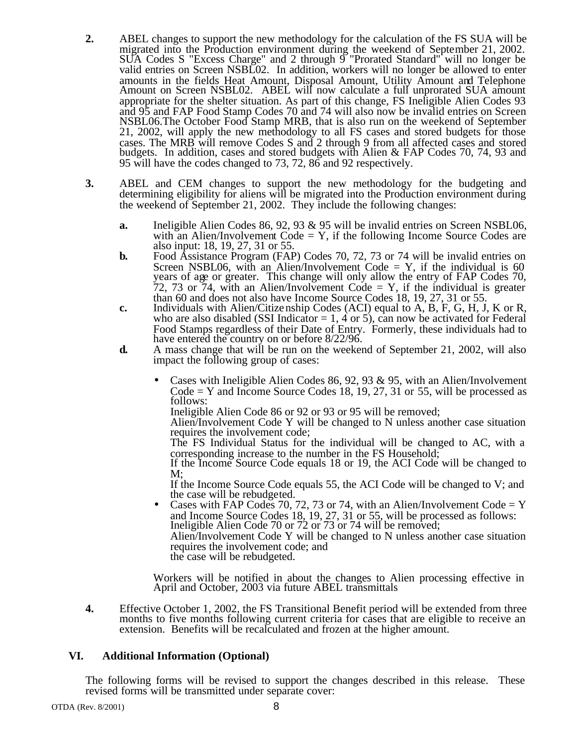**2.** ABEL changes to support the new methodology for the calculation of the FS SUA will be migrated into the Production environment during the weekend of September 21, 2002. SUA Codes S "Excess Charge" and 2 through 9 "Prorated Standard" will no longer be valid entries on Screen NSBL02. In addition, workers will no longer be allowed to enter amounts in the fields Heat Amount, Disposal Amount, Utility Amount and Telephone Amount on Screen NSBL02. ABEL will now calculate a full unprorated SUA amount appropriate for the shelter situation. As part of this change, FS Ineligible Alien Codes 93 and 95 and FAP Food Stamp Codes 70 and 74 will also now be invalid entries on Screen NSBL06.The October Food Stamp MRB, that is also run on the weekend of September 21, 2002, will apply the new methodology to all FS cases and stored budgets for those cases. The MRB will remove Codes S and 2 through 9 from all affected cases and stored budgets. In addition, cases and stored budgets with Alien & FAP Codes 70, 74, 93 and 95 will have the codes changed to 73, 72, 86 and 92 respectively.

**3.** ABEL and CEM changes to support the new methodology for the budgeting and determining eligibility for aliens will be migrated into the Production environment during the weekend of September 21, 2002. They include the following changes:

**a.** Ineligible Alien Codes 86, 92, 93 & 95 will be invalid entries on Screen NSBL06, with an Alien/Involvement Code = Y, if the following Income Source Codes are also input: 18, 19, 27, 31 or 55.

**b.** Food Assistance Program (FAP) Codes 70, 72, 73 or 74 will be invalid entries on Screen NSBL06, with an Alien/Involvement Code = Y, if the individual is 60 years of age or greater. This change will only allow the entry of FAP Codes 70, 72, 73 or 74, with an Alien/Involvement Code = Y, if the individual is greater than 60 and does not also have Income Source Codes 18, 19, 27, 31 or 55.

**c.** Individuals with Alien/Citizenship Codes (ACI) equal to A, B, F, G, H, J, K or R, who are also disabled (SSI Indicator = 1, 4 or 5), can now be activated for Federal Food Stamps regardless of their Date of Entry. Formerly, these individuals had to have entered the country on or before 8/22/96.

**d.** A mass change that will be run on the weekend of September 21, 2002, will also impact the following group of cases:

- Cases with Ineligible Alien Codes 86, 92, 93 & 95, with an Alien/Involvement Code = Y and Income Source Codes 18, 19, 27, 31 or 55, will be processed as follows:
  Ineligible Alien Code 86 or 92 or 93 or 95 will be removed;
  Alien/Involvement Code Y will be changed to N unless another case situation requires the involvement code;
  The FS Individual Status for the individual will be changed to AC, with a corresponding increase to the number in the FS Household;
  If the Income Source Code equals 18 or 19, the ACI Code will be changed to M;
  If the Income Source Code equals 55, the ACI Code will be changed to V; and the case will be rebudgeted.
- Cases with FAP Codes 70, 72, 73 or 74, with an Alien/Involvement Code = Y and Income Source Codes 18, 19, 27, 31 or 55, will be processed as follows:
  Ineligible Alien Code 70 or 72 or 73 or 74 will be removed;
  Alien/Involvement Code Y will be changed to N unless another case situation requires the involvement code; and
  the case will be rebudgeted.

Workers will be notified in about the changes to Alien processing effective in April and October, 2003 via future ABEL transmittals

**4.** Effective October 1, 2002, the FS Transitional Benefit period will be extended from three months to five months following current criteria for cases that are eligible to receive an extension. Benefits will be recalculated and frozen at the higher amount.

## VI. Additional Information (Optional)

The following forms will be revised to support the changes described in this release. These revised forms will be transmitted under separate cover: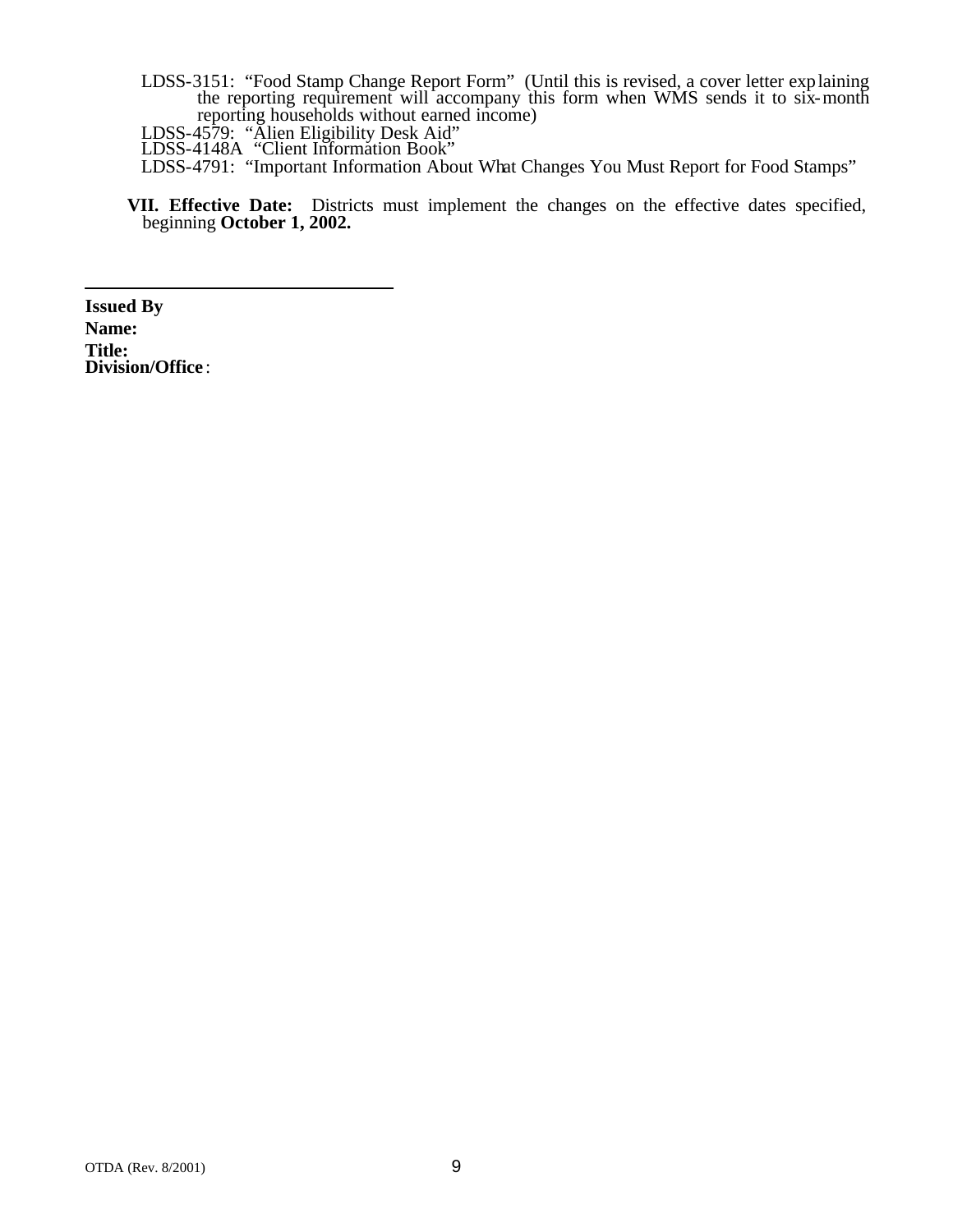LDSS-3151: "Food Stamp Change Report Form" (Until this is revised, a cover letter explaining the reporting requirement will accompany this form when WMS sends it to six-month reporting households without earned income)
LDSS-4579: "Alien Eligibility Desk Aid"
LDSS-4148A "Client Information Book"
LDSS-4791: "Important Information About What Changes You Must Report for Food Stamps"

**VII. Effective Date:** Districts must implement the changes on the effective dates specified, beginning **October 1, 2002.**

---

**Issued By**
**Name:**
**Title:**
**Division/Office**:

OTDA (Rev. 8/2001)